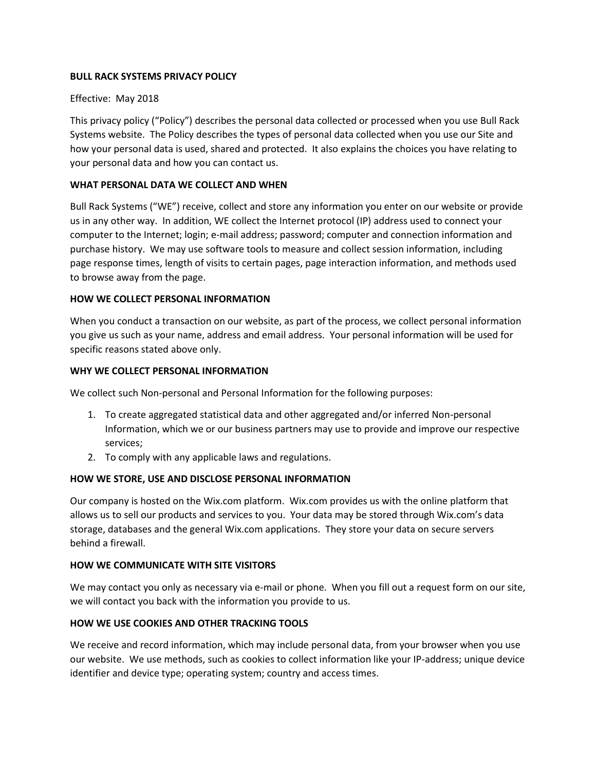# BULL RACK SYSTEMS PRIVACY POLICY

Effective: May 2018

This privacy policy ("Policy") describes the personal data collected or processed when you use Bull Rack Systems website. The Policy describes the types of personal data collected when you use our Site and how your personal data is used, shared and protected. It also explains the choices you have relating to your personal data and how you can contact us.

## WHAT PERSONAL DATA WE COLLECT AND WHEN

Bull Rack Systems ("WE") receive, collect and store any information you enter on our website or provide us in any other way. In addition, WE collect the Internet protocol (IP) address used to connect your computer to the Internet; login; e-mail address; password; computer and connection information and purchase history. We may use software tools to measure and collect session information, including page response times, length of visits to certain pages, page interaction information, and methods used to browse away from the page.

## HOW WE COLLECT PERSONAL INFORMATION

When you conduct a transaction on our website, as part of the process, we collect personal information you give us such as your name, address and email address. Your personal information will be used for specific reasons stated above only.

## WHY WE COLLECT PERSONAL INFORMATION

We collect such Non-personal and Personal Information for the following purposes:

1. To create aggregated statistical data and other aggregated and/or inferred Non-personal Information, which we or our business partners may use to provide and improve our respective services;
2. To comply with any applicable laws and regulations.

## HOW WE STORE, USE AND DISCLOSE PERSONAL INFORMATION

Our company is hosted on the Wix.com platform. Wix.com provides us with the online platform that allows us to sell our products and services to you. Your data may be stored through Wix.com's data storage, databases and the general Wix.com applications. They store your data on secure servers behind a firewall.

## HOW WE COMMUNICATE WITH SITE VISITORS

We may contact you only as necessary via e-mail or phone. When you fill out a request form on our site, we will contact you back with the information you provide to us.

## HOW WE USE COOKIES AND OTHER TRACKING TOOLS

We receive and record information, which may include personal data, from your browser when you use our website. We use methods, such as cookies to collect information like your IP-address; unique device identifier and device type; operating system; country and access times.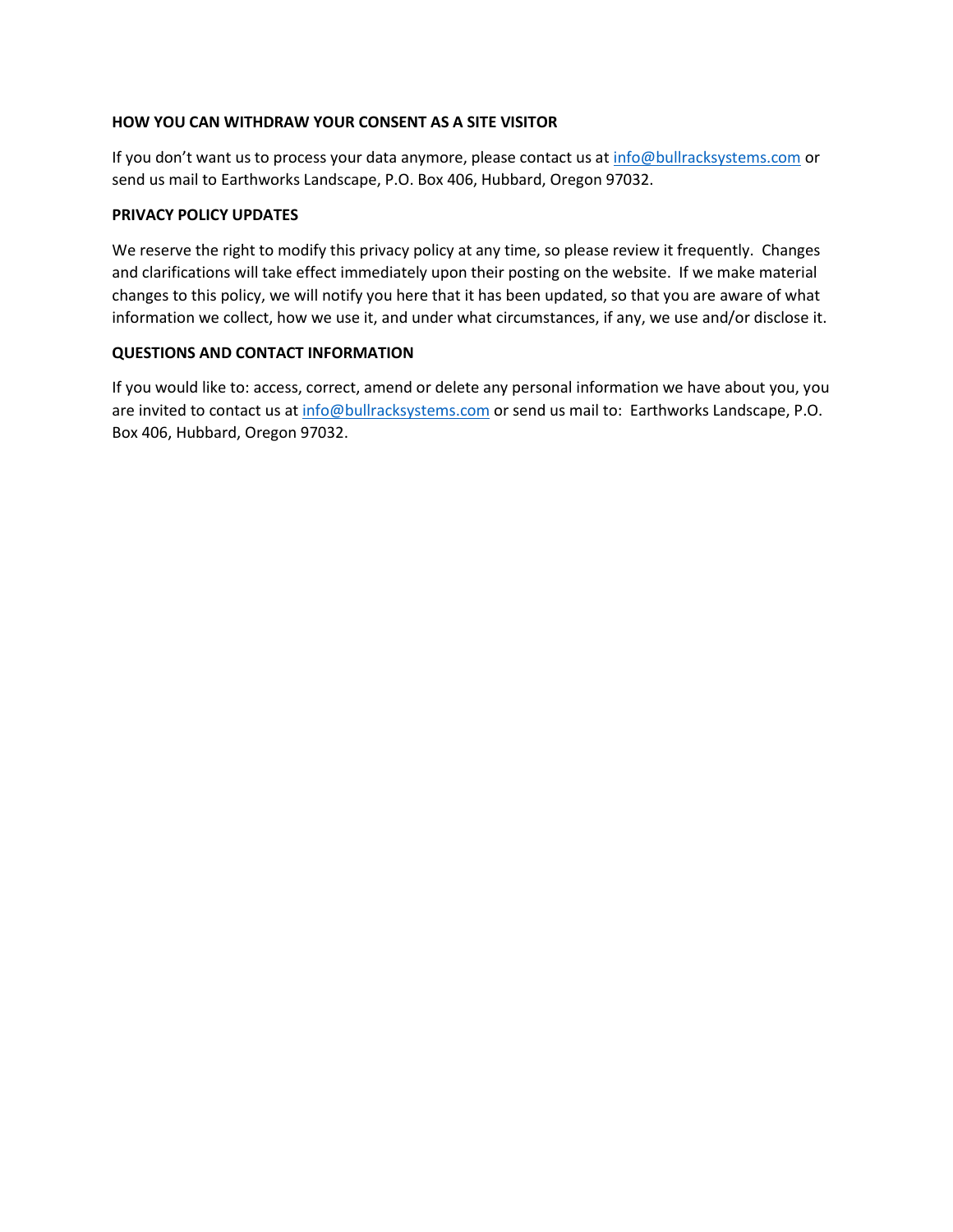**HOW YOU CAN WITHDRAW YOUR CONSENT AS A SITE VISITOR**

If you don't want us to process your data anymore, please contact us at info@bullracksystems.com or send us mail to Earthworks Landscape, P.O. Box 406, Hubbard, Oregon 97032.

**PRIVACY POLICY UPDATES**

We reserve the right to modify this privacy policy at any time, so please review it frequently. Changes and clarifications will take effect immediately upon their posting on the website. If we make material changes to this policy, we will notify you here that it has been updated, so that you are aware of what information we collect, how we use it, and under what circumstances, if any, we use and/or disclose it.

**QUESTIONS AND CONTACT INFORMATION**

If you would like to: access, correct, amend or delete any personal information we have about you, you are invited to contact us at info@bullracksystems.com or send us mail to: Earthworks Landscape, P.O. Box 406, Hubbard, Oregon 97032.